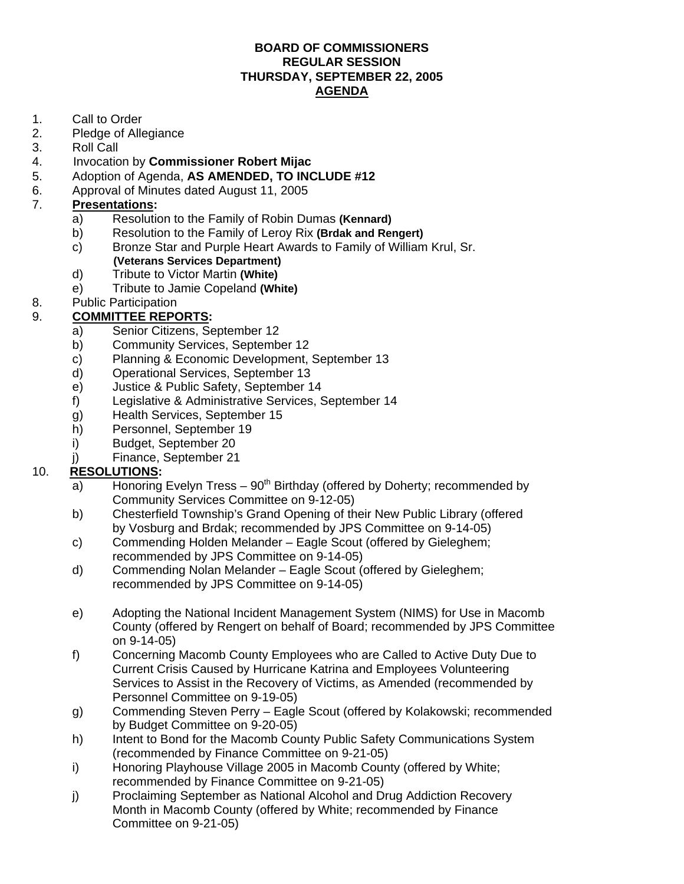**BOARD OF COMMISSIONERS**
**REGULAR SESSION**
**THURSDAY, SEPTEMBER 22, 2005**
**AGENDA**

1. Call to Order
2. Pledge of Allegiance
3. Roll Call
4. Invocation by **Commissioner Robert Mijac**
5. Adoption of Agenda, **AS AMENDED, TO INCLUDE #12**
6. Approval of Minutes dated August 11, 2005
7. **Presentations:**
   - a) Resolution to the Family of Robin Dumas **(Kennard)**
   - b) Resolution to the Family of Leroy Rix **(Brdak and Rengert)**
   - c) Bronze Star and Purple Heart Awards to Family of William Krul, Sr. **(Veterans Services Department)**
   - d) Tribute to Victor Martin **(White)**
   - e) Tribute to Jamie Copeland **(White)**
8. Public Participation
9. **COMMITTEE REPORTS:**
   - a) Senior Citizens, September 12
   - b) Community Services, September 12
   - c) Planning & Economic Development, September 13
   - d) Operational Services, September 13
   - e) Justice & Public Safety, September 14
   - f) Legislative & Administrative Services, September 14
   - g) Health Services, September 15
   - h) Personnel, September 19
   - i) Budget, September 20
   - j) Finance, September 21
10. **RESOLUTIONS:**
    - a) Honoring Evelyn Tress – 90th Birthday (offered by Doherty; recommended by Community Services Committee on 9-12-05)
    - b) Chesterfield Township's Grand Opening of their New Public Library (offered by Vosburg and Brdak; recommended by JPS Committee on 9-14-05)
    - c) Commending Holden Melander – Eagle Scout (offered by Gieleghem; recommended by JPS Committee on 9-14-05)
    - d) Commending Nolan Melander – Eagle Scout (offered by Gieleghem; recommended by JPS Committee on 9-14-05)
    - e) Adopting the National Incident Management System (NIMS) for Use in Macomb County (offered by Rengert on behalf of Board; recommended by JPS Committee on 9-14-05)
    - f) Concerning Macomb County Employees who are Called to Active Duty Due to Current Crisis Caused by Hurricane Katrina and Employees Volunteering Services to Assist in the Recovery of Victims, as Amended (recommended by Personnel Committee on 9-19-05)
    - g) Commending Steven Perry – Eagle Scout (offered by Kolakowski; recommended by Budget Committee on 9-20-05)
    - h) Intent to Bond for the Macomb County Public Safety Communications System (recommended by Finance Committee on 9-21-05)
    - i) Honoring Playhouse Village 2005 in Macomb County (offered by White; recommended by Finance Committee on 9-21-05)
    - j) Proclaiming September as National Alcohol and Drug Addiction Recovery Month in Macomb County (offered by White; recommended by Finance Committee on 9-21-05)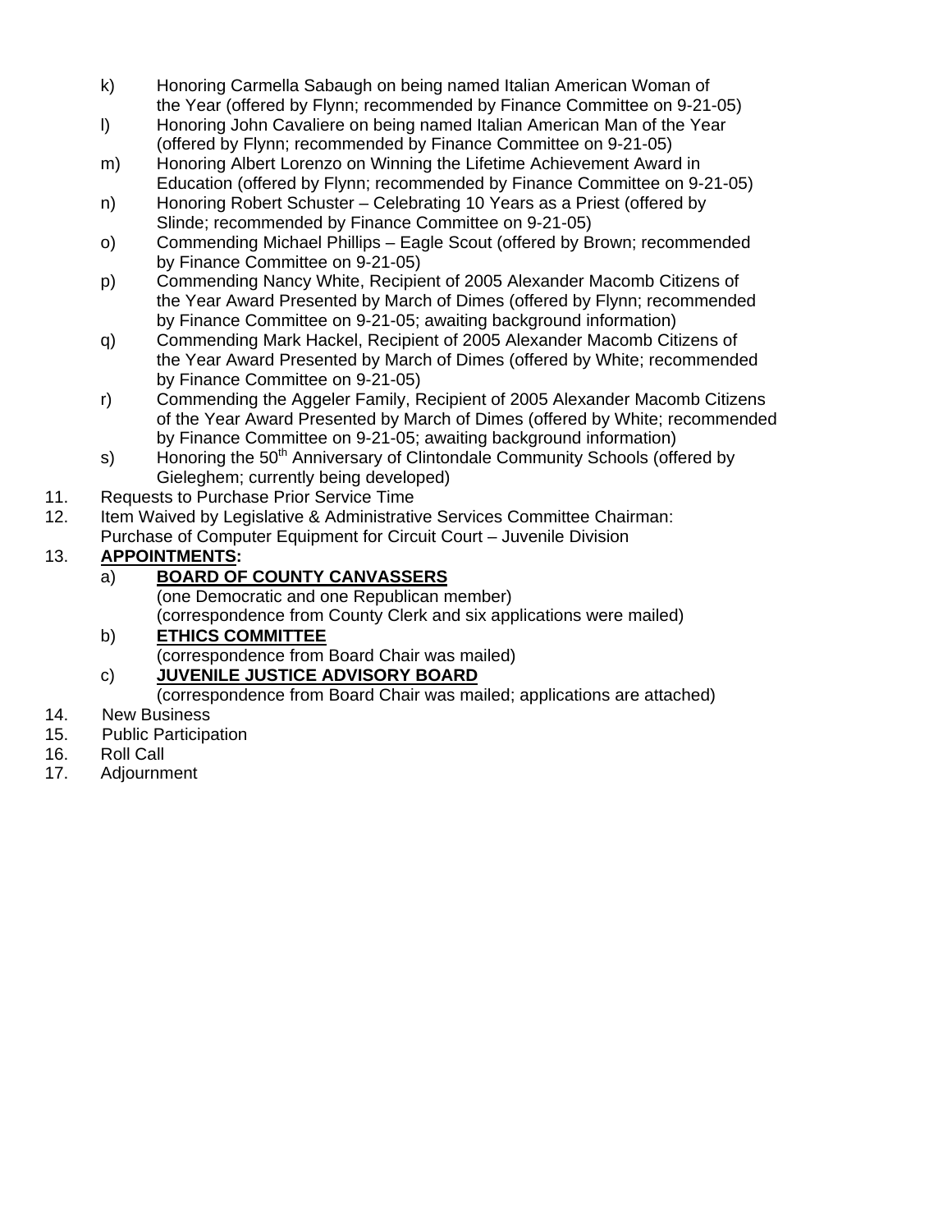k) Honoring Carmella Sabaugh on being named Italian American Woman of the Year (offered by Flynn; recommended by Finance Committee on 9-21-05)

l) Honoring John Cavaliere on being named Italian American Man of the Year (offered by Flynn; recommended by Finance Committee on 9-21-05)

m) Honoring Albert Lorenzo on Winning the Lifetime Achievement Award in Education (offered by Flynn; recommended by Finance Committee on 9-21-05)

n) Honoring Robert Schuster – Celebrating 10 Years as a Priest (offered by Slinde; recommended by Finance Committee on 9-21-05)

o) Commending Michael Phillips – Eagle Scout (offered by Brown; recommended by Finance Committee on 9-21-05)

p) Commending Nancy White, Recipient of 2005 Alexander Macomb Citizens of the Year Award Presented by March of Dimes (offered by Flynn; recommended by Finance Committee on 9-21-05; awaiting background information)

q) Commending Mark Hackel, Recipient of 2005 Alexander Macomb Citizens of the Year Award Presented by March of Dimes (offered by White; recommended by Finance Committee on 9-21-05)

r) Commending the Aggeler Family, Recipient of 2005 Alexander Macomb Citizens of the Year Award Presented by March of Dimes (offered by White; recommended by Finance Committee on 9-21-05; awaiting background information)

s) Honoring the 50th Anniversary of Clintondale Community Schools (offered by Gieleghem; currently being developed)

11. Requests to Purchase Prior Service Time

12. Item Waived by Legislative & Administrative Services Committee Chairman: Purchase of Computer Equipment for Circuit Court – Juvenile Division

13. **APPOINTMENTS:**

a) **BOARD OF COUNTY CANVASSERS**
(one Democratic and one Republican member)
(correspondence from County Clerk and six applications were mailed)

b) **ETHICS COMMITTEE**
(correspondence from Board Chair was mailed)

c) **JUVENILE JUSTICE ADVISORY BOARD**
(correspondence from Board Chair was mailed; applications are attached)

14. New Business

15. Public Participation

16. Roll Call

17. Adjournment